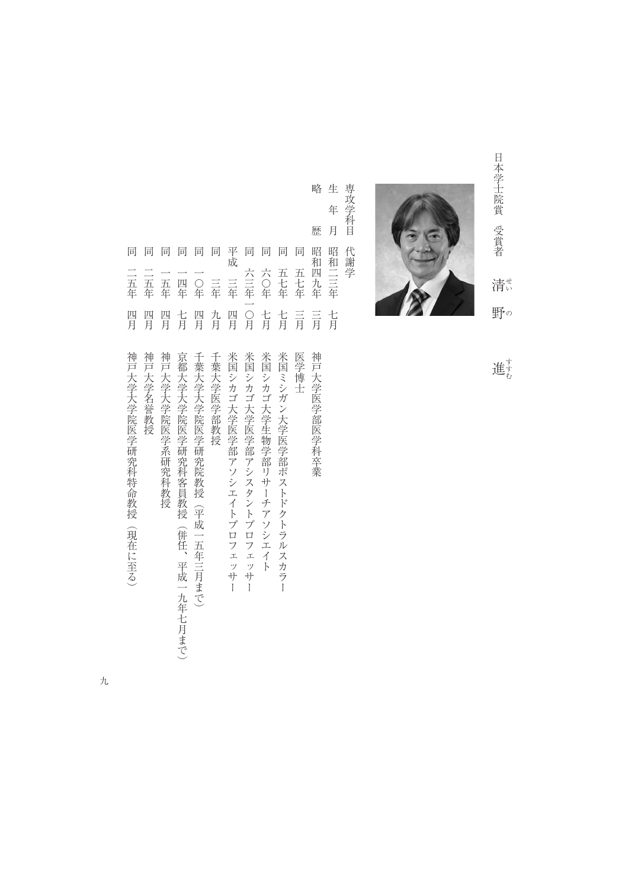日本学士院賞　受賞者

# 清野　進（せいの　すすむ）

専攻学科目　代謝学

生年月　昭和二三年　七月

略歴

| | | |
|---|---|---|
| 昭和四九年 | 三月 | 神戸大学医学部医学科卒業 |
| 同　五七年 | 三月 | 医学博士 |
| 同　五七年 | 七月 | 米国ミシガン大学医学部ポストドクトラルスカラー |
| 同　六〇年 | 七月 | 米国シカゴ大学生物学部リサーチアソシエイト |
| 同　六三年一〇月 | | 米国シカゴ大学医学部アシスタントプロフェッサー |
| 平成　三年 | 四月 | 米国シカゴ大学医学部アソシエイトプロフェッサー |
| 同　三年 | 九月 | 千葉大学医学部教授 |
| 同　一〇年 | 四月 | 千葉大学大学院医学研究院教授（平成一五年三月まで） |
| 同　一四年 | 七月 | 京都大学大学院医学研究科客員教授（併任、平成一九年七月まで） |
| 同　一五年 | 四月 | 神戸大学大学院医学系研究科教授 |
| 同　二五年 | 四月 | 神戸大学名誉教授 |
| 同　二五年 | 四月 | 神戸大学大学院医学研究科特命教授（現在に至る） |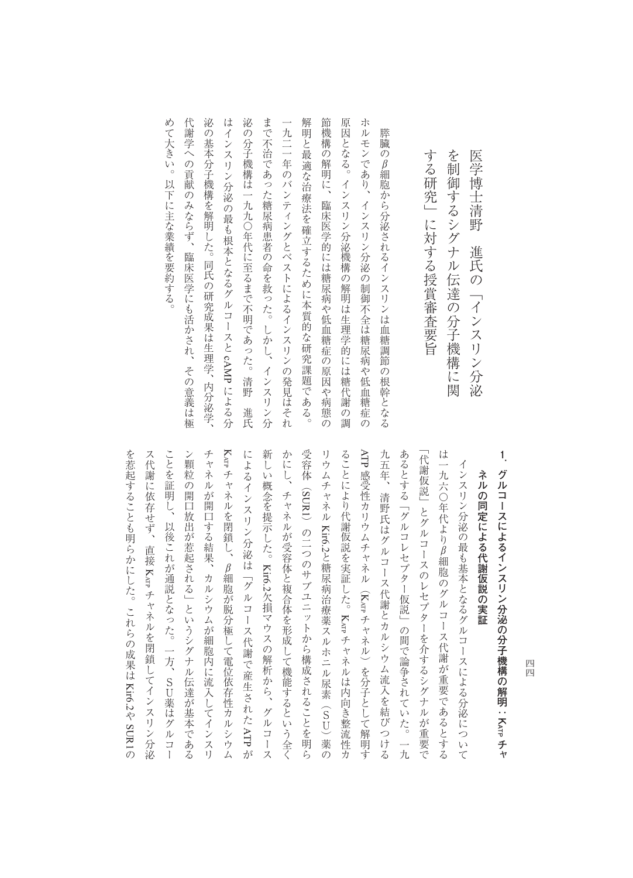# 医学博士清野　進氏の「インスリン分泌を制御するシグナル伝達の分子機構に関する研究」に対する授賞審査要旨

膵臓のβ細胞から分泌されるインスリンは血糖調節の根幹となるホルモンであり、インスリン分泌の制御不全は糖尿病や低血糖症の原因となる。インスリン分泌機構の解明は生理学的には糖代謝の調節機構の解明に、臨床医学的には糖尿病や低血糖症の原因や病態の解明と最適な治療法を確立するために本質的な研究課題である。一九二一年のバンティングとベストによるインスリンの発見はそれまで不治であった糖尿病患者の命を救った。しかし、インスリン分泌の分子機構は一九九〇年代に至るまで不明であった。清野　進氏はインスリン分泌の最も根本となるグルコースと cAMP による分泌の基本分子機構を解明した。同氏の研究成果は生理学、内分泌学、代謝学への貢献のみならず、臨床医学にも活かされ、その意義は極めて大きい。以下に主な業績を要約する。

## 1．グルコースによるインスリン分泌の分子機構の解明：$K_{ATP}$ チャネルの同定による代謝仮説の実証

インスリン分泌の最も基本となるグルコースによる分泌については一九六〇年代よりβ細胞のグルコース代謝が重要であるとする「代謝仮説」とグルコースのレセプターを介するシグナルが重要であるとする「グルコレセプター仮説」の間で論争されていた。一九九五年、清野氏はグルコース代謝とカルシウム流入を結びつける ATP 感受性カリウムチャネル（$K_{ATP}$ チャネル）を分子として解明することにより代謝仮説を実証した。$K_{ATP}$ チャネルは内向き整流性カリウムチャネル Kir6.2と糖尿病治療薬スルホニル尿素（SU）薬の受容体（SUR1）の二つのサブユニットから構成されることを明らかにし、チャネルが受容体と複合体を形成して機能するという全く新しい概念を提示した。Kir6.2欠損マウスの解析から、グルコースによるインスリン分泌は「グルコース代謝で産生された ATP が $K_{ATP}$ チャネルを閉鎖し、β細胞が脱分極して電位依存性カルシウムチャネルが開口する結果、カルシウムが細胞内に流入してインスリン顆粒の開口放出が惹起される」というシグナル伝達が基本であることを証明し、以後これが通説となった。一方、SU薬はグルコース代謝に依存せず、直接 $K_{ATP}$ チャネルを閉鎖してインスリン分泌を惹起することも明らかにした。これらの成果は Kir6.2や SUR1の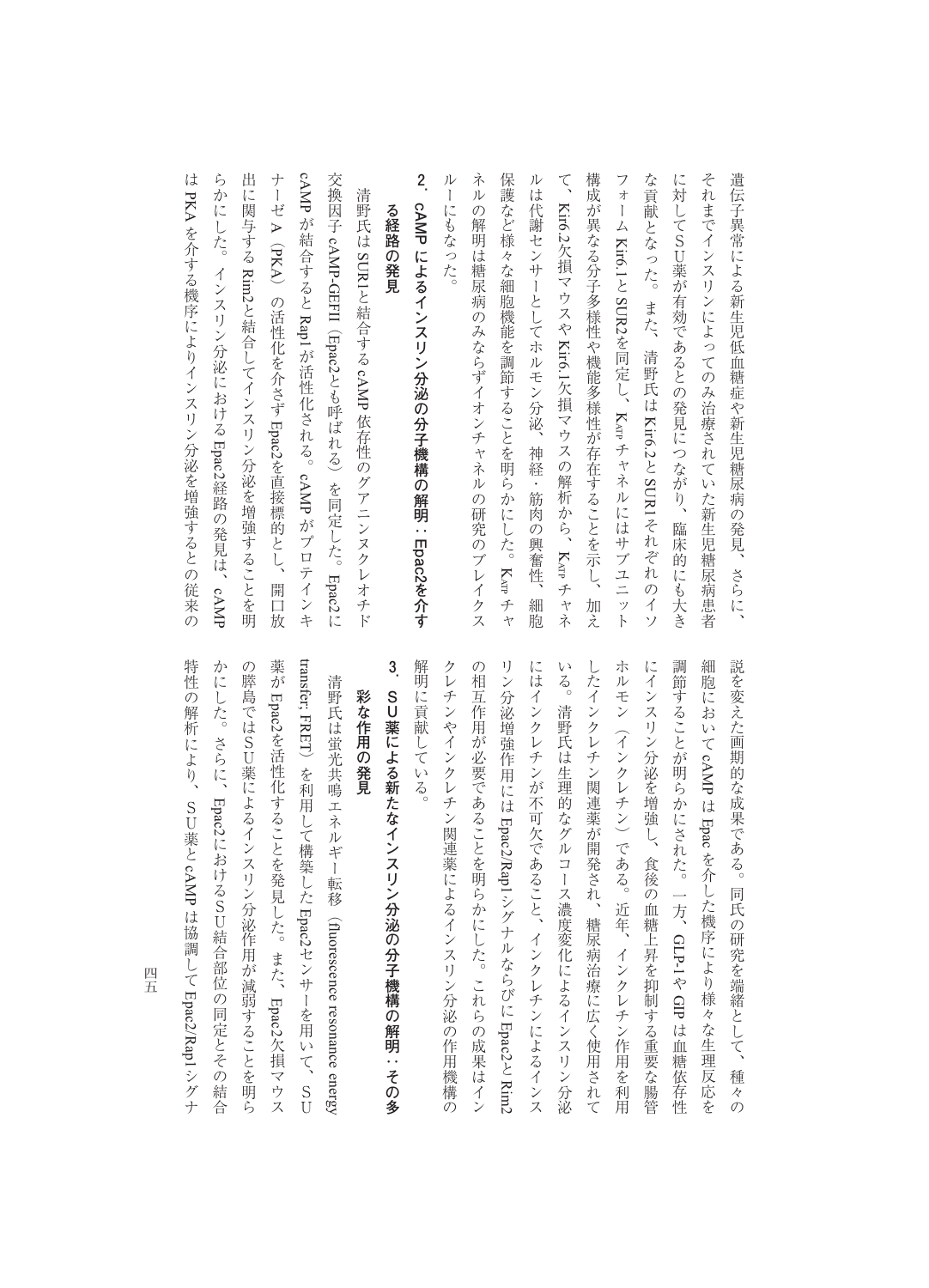遺伝子異常による新生児低血糖症や新生児糖尿病の発見、さらに、それまでインスリンによってのみ治療されていた新生児糖尿病患者に対してＳＵ薬が有効であるとの発見につながり、臨床的にも大きな貢献となった。また、清野氏は Kir6.2と SUR1それぞれのイソフォーム Kir6.1と SUR2を同定し、$K_{ATP}$ チャネルにはサブユニット構成が異なる分子多様性や機能多様性が存在することを示し、加えて、Kir6.2欠損マウスや Kir6.1欠損マウスの解析から、$K_{ATP}$ チャネルは代謝センサーとしてホルモン分泌、神経・筋肉の興奮性、細胞保護など様々な細胞機能を調節することを明らかにした。$K_{ATP}$ チャネルの解明は糖尿病のみならずイオンチャネルの研究のブレイクスルーにもなった。

## 2. cAMP によるインスリン分泌の分子機構の解明：Epac2を介する経路の発見

清野氏は SUR1と結合する cAMP 依存性のグアニンヌクレオチド交換因子 cAMP-GEFII（Epac2とも呼ばれる）を同定した。Epac2に cAMP が結合すると Rap1が活性化される。cAMP がプロテインキナーゼＡ（PKA）の活性化を介さず Epac2を直接標的とし、開口放出に関与する Rim2と結合してインスリン分泌を増強することを明らかにした。インスリン分泌における Epac2経路の発見は、cAMP は PKA を介する機序によりインスリン分泌を増強するとの従来の説を変えた画期的な成果である。同氏の研究を端緒として、種々の細胞において cAMP は Epac を介した機序により様々な生理反応を調節することが明らかにされた。一方、GLP-1や GIP は血糖依存性にインスリン分泌を増強し、食後の血糖上昇を抑制する重要な腸管ホルモン（インクレチン）である。近年、インクレチン作用を利用したインクレチン関連薬が開発され、糖尿病治療に広く使用されている。清野氏は生理的なグルコース濃度変化によるインスリン分泌にはインクレチンが不可欠であること、インクレチンによるインスリン分泌増強作用には Epac2/Rap1シグナルならびに Epac2と Rim2の相互作用が必要であることを明らかにした。これらの成果はインクレチンやインクレチン関連薬によるインスリン分泌の作用機構の解明に貢献している。

## 3. ＳＵ薬による新たなインスリン分泌の分子機構の解明：その多彩な作用の発見

清野氏は蛍光共鳴エネルギー転移（fluorescence resonance energy transfer; FRET）を利用して構築した Epac2センサーを用いて、ＳＵ薬が Epac2を活性化することを発見した。また、Epac2欠損マウスの膵島ではＳＵ薬によるインスリン分泌作用が減弱することを明らかにした。さらに、Epac2におけるＳＵ結合部位の同定とその結合特性の解析により、ＳＵ薬と cAMP は協調して Epac2/Rap1シグナ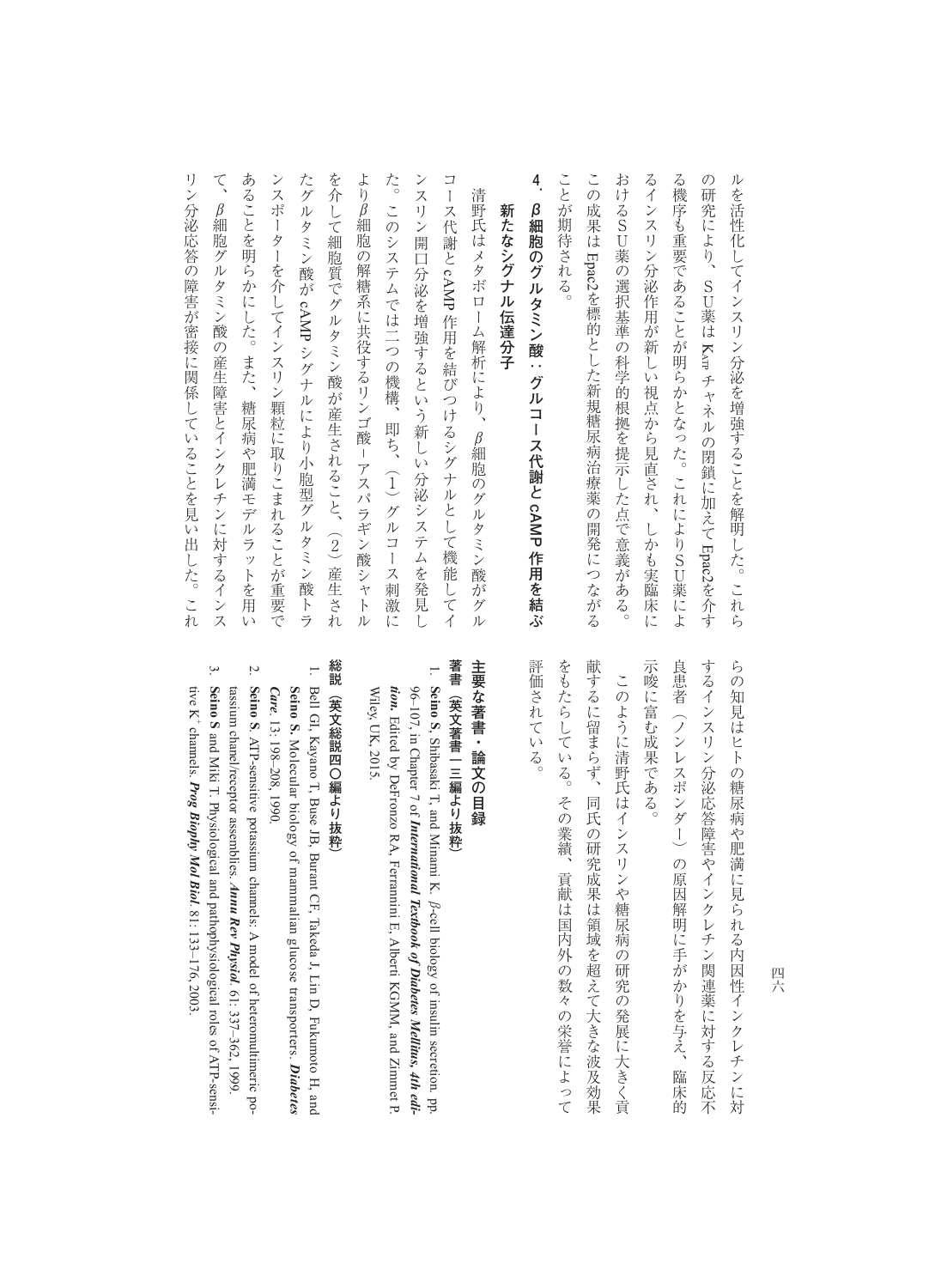ルを活性化してインスリン分泌を増強することを解明した。これらの研究により、ＳＵ薬は $K_{ATP}$ チャネルの閉鎖に加えて Epac2を介する機序も重要であることが明らかとなった。これによりＳＵ薬によるインスリン分泌作用が新しい視点から見直され、しかも実臨床におけるＳＵ薬の選択基準の科学的根拠を提示した点で意義がある。この成果は Epac2を標的とした新規糖尿病治療薬の開発につながることが期待される。

## 4．β細胞のグルタミン酸：グルコース代謝と cAMP 作用を結ぶ新たなシグナル伝達分子

清野氏はメタボローム解析により、β細胞のグルタミン酸がグルコース代謝と cAMP 作用を結びつけるシグナルとして機能してインスリン開口分泌を増強するという新しい分泌システムを発見した。このシステムでは二つの機構、即ち、（1）グルコース刺激によりβ細胞の解糖系に共役するリンゴ酸－アスパラギン酸シャトルを介して細胞質でグルタミン酸が産生されること、（2）産生されたグルタミン酸が cAMP シグナルにより小胞型グルタミン酸トランスポーターを介してインスリン顆粒に取りこまれることが重要であることを明らかにした。また、糖尿病や肥満モデルラットを用いて、β細胞グルタミン酸の産生障害とインクレチンに対するインスリン分泌応答の障害が密接に関係していることを見い出した。これらの知見はヒトの糖尿病や肥満に見られる内因性インクレチンに対するインスリン分泌応答障害やインクレチン関連薬に対する反応不良患者（ノンレスポンダー）の原因解明に手がかりを与え、臨床的示唆に富む成果である。

このように清野氏はインスリンや糖尿病の研究の発展に大きく貢献するに留まらず、同氏の研究成果は領域を超えて大きな波及効果をもたらしている。その業績、貢献は国内外の数々の栄誉によって評価されている。

## 主要な著書・論文の目録

### 著書（英文著書一三編より抜粋）

1. **Seino S**, Shibasaki T, and Minami K. β-cell biology of insulin secretion. pp. 96–107, in Chapter 7 of ***International Textbook of Diabetes Mellitus, 4th edition.*** Edited by DeFronzo RA, Ferrannini E, Alberti KGMM, and Zimmet P. Wiley, UK, 2015.

### 総説（英文総説四〇編より抜粋）

1. Bell GI, Kayano T, Buse JB, Burant CF, Takeda J, Lin D, Fukumoto H, and **Seino S**. Molecular biology of mammalian glucose transporters. ***Diabetes Care.*** 13: 198–208, 1990.
2. **Seino S**. ATP-sensitive potassium channels: A model of heteromultimeric potassium chanel/receptor assemblies. ***Annu Rev Physiol.*** 61: 337–362, 1999.
3. **Seino S** and Miki T. Physiological and pathophysiological roles of ATP-sensitive $K^+$ channels. ***Prog Biophy Mol Biol.*** 81: 133–176, 2003.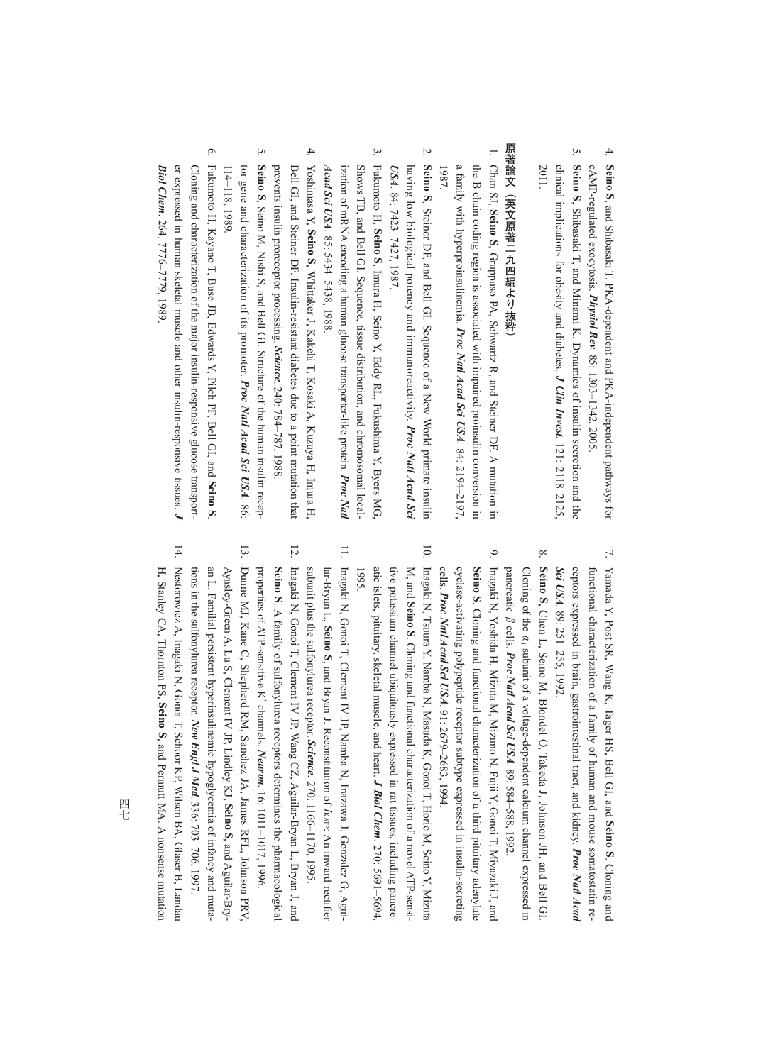4. **Seino S**, and Shibasaki T. PKA-dependent and PKA-independent pathways for cAMP-regulated exocytosis. ***Physiol Rev*** 85: 1303–1342, 2005.
5. **Seino S**, Shibasaki T, and Minami K. Dynamics of insulin secretion and the clinical implications for obesity and diabetes. ***J Clin Invest*** 121: 2118–2125, 2011.

## 原著論文（英文原著一九四編より抜粋）

1. Chan SJ, **Seino S**, Gruppuso PA, Schwartz R, and Steiner DF. A mutation in the B chain coding region is associated with impaired proinsulin conversion in a family with hyperproinsulinemia. ***Proc Natl Acad Sci USA*** 84: 2194–2197, 1987.
2. **Seino S**, Steiner DF, and Bell GI. Sequence of a New World primate insulin having low biological potency and immunoreactivity. ***Proc Natl Acad Sci USA*** 84: 7423–7427, 1987.
3. Fukumoto H, **Seino S**, Imura H, Seino Y, Eddy RL, Fukushima Y, Byers MG, Shows TB, and Bell GI. Sequence, tissue distribution, and chromosomal localization of mRNA encoding a human glucose transporter-like protein. ***Proc Natl Acad Sci USA*** 85: 5434–5438, 1988.
4. Yoshimasa Y, **Seino S**, Whittaker J, Kakehi T, Kosaki A, Kuzuya H, Imura H, Bell GI, and Steiner DF. Insulin-resistant diabetes due to a point mutation that prevents insulin proreceptor processing. ***Science*** 240: 784–787, 1988.
5. **Seino S**, Seino M, Nishi S, and Bell GI. Structure of the human insulin receptor gene and characterization of its promoter. ***Proc Natl Acad Sci USA*** 86: 114–118, 1989.
6. Fukumoto H, Kayano T, Buse JB, Edwards Y, Pilch PF, Bell GI, and **Seino S**. Cloning and characterization of the major insulin-responsive glucose transporter expressed in human skeletal muscle and other insulin-responsive tissues. ***J Biol Chem*** 264: 7776–7779, 1989.
7. Yamada Y, Post SR, Wang K, Tager HS, Bell GI, and **Seino S**. Cloning and functional characterization of a family of human and mouse somatostatin receptors expressed in brain, gastrointestinal tract, and kidney. ***Proc Natl Acad Sci USA*** 89: 251–255, 1992.
8. **Seino S**, Chen L, Seino M, Blondel O, Takeda J, Johnson JH, and Bell GI. Cloning of the $\alpha_1$ subunit of a voltage-dependent calcium channel expressed in pancreatic $\beta$ cells. ***Proc Natl Acad Sci USA*** 89: 584–588, 1992.
9. Inagaki N, Yoshida H, Mizuta M, Mizuno N, Fujii Y, Gonoi T, Miyazaki J, and **Seino S**. Cloning and functional characterization of a third pituitary adenylate cyclase-activating polypeptide receptor subtype expressed in insulin-secreting cells. ***Proc Natl Acad Sci USA*** 91: 2679–2683, 1994.
10. Inagaki N, Tsuura Y, Namba N, Masuda K, Gonoi T, Horie M, Seino Y, Mizuta M, and **Seino S**. Cloning and functional characterization of a novel ATP-sensitive potassium channel ubiquitously expressed in rat tissues, including pancreatic islets, pituitary, skeletal muscle, and heart. ***J Biol Chem*** 270: 5691–5694, 1995.
11. Inagaki N, Gonoi T, Clement IV JP, Namba N, Inazawa J, Gonzalez G, Aguilar-Bryan L, **Seino S**, and Bryan J. Reconstitution of $I_{KATP}$: An inward rectifier subunit plus the sulfonylurea receptor. ***Science*** 270: 1166–1170, 1995.
12. Inagaki N, Gonoi T, Clement IV JP, Wang CZ, Aguilar-Bryan L, Bryan J, and **Seino S**. A family of sulfonylurea receptors determines the pharmacological properties of ATP-sensitive $K^+$ channels. ***Neuron*** 16: 1011–1017, 1996.
13. Dunne MJ, Kane C, Shepherd RM, Sanchez JA, James RFL, Johnson PRV, Aynsley-Green A, Lu S, Clement IV JP, Lindley KJ, **Seino S**, and Aguilar-Bryan L. Familial persistent hyperinsulinemic hypoglycemia of infancy and mutations in the sulfonylurea receptor. ***New Engl J Med*** 336: 703–706, 1997.
14. Nestorowicz A, Inagaki N, Gonoi T, Schoor KP, Wilson BA, Glaser B, Landau H, Stanley CA, Thornton PS, **Seino S**, and Permutt MA. A nonsense mutation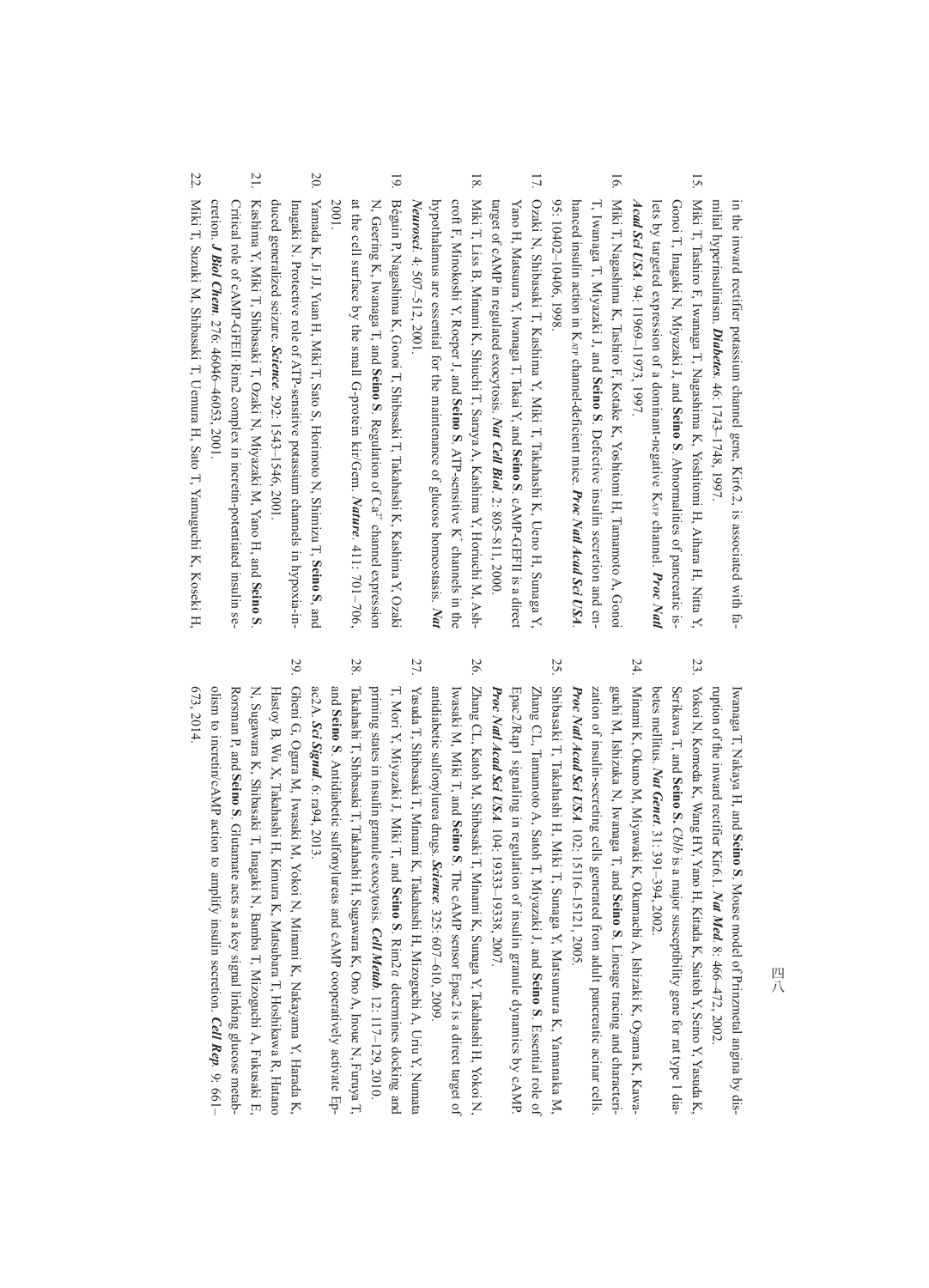in the inward rectifier potassium channel gene, Kir6.2, is associated with familial hyperinsulinism. ***Diabetes*** 46: 1743–1748, 1997.

15. Miki T, Tashiro F, Iwanaga T, Nagashima K, Yoshitomi H, Aihara H, Nitta Y, Gonoi T, Inagaki N, Miyazaki J, and **Seino S**. Abnormalities of pancreatic islets by targeted expression of a dominant-negative $K_{ATP}$ channel. ***Proc Natl Acad Sci USA*** 94: 11969–11973, 1997.

16. Miki T, Nagashima K, Tashiro F, Kotake K, Yoshitomi H, Tamamoto A, Gonoi T, Iwanaga T, Miyazaki J, and **Seino S**. Defective insulin secretion and enhanced insulin action in $K_{ATP}$ channel-deficient mice. ***Proc Natl Acad Sci USA*** 95: 10402–10406, 1998.

17. Ozaki N, Shibasaki T, Kashima Y, Miki T, Takahashi K, Ueno H, Sunaga Y, Yano H, Matsuura Y, Iwanaga T, Takai Y, and **Seino S**. cAMP-GEFII is a direct target of cAMP in regulated exocytosis. ***Nat Cell Biol*** 2: 805–811, 2000.

18. Miki T, Liss B, Minami K, Shiuchi T, Saraya A, Kashima Y, Horiuchi M, Ashcroft F, Minokoshi Y, Roeper J, and **Seino S**. ATP-sensitive $K^+$ channels in the hypothalamus are essential for the maintenance of glucose homeostasis. ***Nat Neurosci*** 4: 507–512, 2001.

19. Béguin P, Nagashima K, Gonoi T, Shibasaki T, Takahashi K, Kashima Y, Ozaki N, Geering K, Iwanaga T, and **Seino S**. Regulation of $Ca^{2+}$ channel expression at the cell surface by the small G-protein kir/Gem. ***Nature*** 411: 701–706, 2001.

20. Yamada K, Ji JJ, Yuan H, Miki T, Sato S, Horimoto N, Shimizu T, **Seino S**, and Inagaki N. Protective role of ATP-sensitive potassium channels in hypoxia-induced generalized seizure. ***Science*** 292: 1543–1546, 2001.

21. Kashima Y, Miki T, Shibasaki T, Ozaki N, Miyazaki M, Yano H, and **Seino S**. Critical role of cAMP-GEFII Rim2 complex in incretin-potentiated insulin secretion. ***J Biol Chem*** 276: 46046–46053, 2001.

22. Miki T, Suzuki M, Shibasaki T, Uemura H, Sato T, Yamaguchi K, Koseki H, Iwanaga T, Nakaya H, and **Seino S**. Mouse model of Prinzmetal angina by disruption of the inward rectifier Kir6.1. ***Nat Med*** 8: 466–472, 2002.

23. Yokoi N, Komeda K, Wang HY, Yano H, Kitada K, Saitoh Y, Seino Y, Yasuda K, Serikawa T, and **Seino S.** *Cblb* is a major susceptibility gene for rat type 1 diabetes mellitus. ***Nat Genet*** 31: 391–394, 2002.

24. Minami K, Okuno M, Miyawaki K, Okumachi A, Ishizaki K, Oyama K, Kawaguchi M, Ishizuka N, Iwanaga T, and **Seino S**. Lineage tracing and characterization of insulin-secreting cells generated from adult pancreatic acinar cells. ***Proc Natl Acad Sci USA*** 102: 15116–15121, 2005.

25. Shibasaki T, Takahashi H, Miki T, Sunaga Y, Matsumura K, Yamanaka M, Zhang CL, Tamamoto A, Satoh T, Miyazaki J, and **Seino S**. Essential role of Epac2/Rap1 signaling in regulation of insulin granule dynamics by cAMP. ***Proc Natl Acad Sci USA*** 104: 19333–19338, 2007.

26. Zhang CL, Katoh M, Shibasaki T, Minami K, Sunaga Y, Takahashi H, Yokoi N, Iwasaki M, Miki T, and **Seino S**. The cAMP sensor Epac2 is a direct target of antidiabetic sulfonylurea drugs. ***Science*** 325: 607–610, 2009.

27. Yasuda T, Shibasaki T, Minami K, Takahashi H, Mizoguchi A, Uriu Y, Numata T, Mori Y, Miyazaki J, Miki T, and **Seino S**. Rim2α determines docking and priming states in insulin granule exocytosis. ***Cell Metab*** 12: 117–129, 2010.

28. Takahashi T, Shibasaki T, Takahashi H, Sugawara K, Ono A, Inoue N, Furuya T, and **Seino S**. Antidiabetic sulfonylureas and cAMP cooperatively activate Epac2A. ***Sci Signal*** 6: ra94, 2013.

29. Gheni G, Ogura M, Iwasaki M, Yokoi N, Minami K, Nakayama Y, Harada K, Hastoy B, Wu X, Takahashi H, Kimura K, Matsubara T, Hoshikawa R, Hatano N, Sugawara K, Shibasaki T, Inagaki N, Bamba T, Mizoguchi A, Fukusaki E, Rorsman P, and **Seino S**. Glutamate acts as a key signal linking glucose metabolism to incretin/cAMP action to amplify insulin secretion. ***Cell Rep*** 9: 661–673, 2014.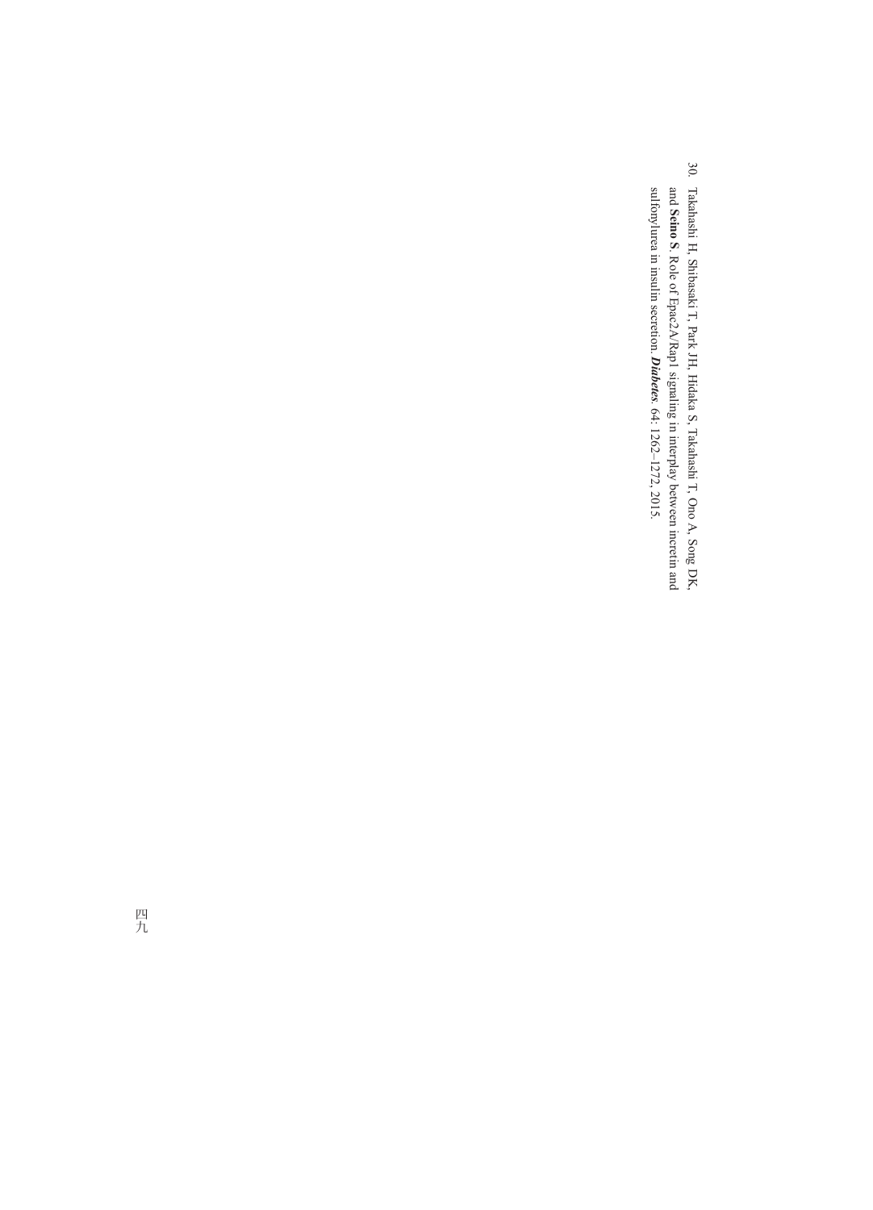30. Takahashi H, Shibasaki T, Park JH, Hidaka S, Takahashi T, Ono A, Song DK, and **Seino S**. Role of Epac2A/Rap1 signaling in interplay between incretin and sulfonylurea in insulin secretion. ***Diabetes***. 64: 1262–1272, 2015.